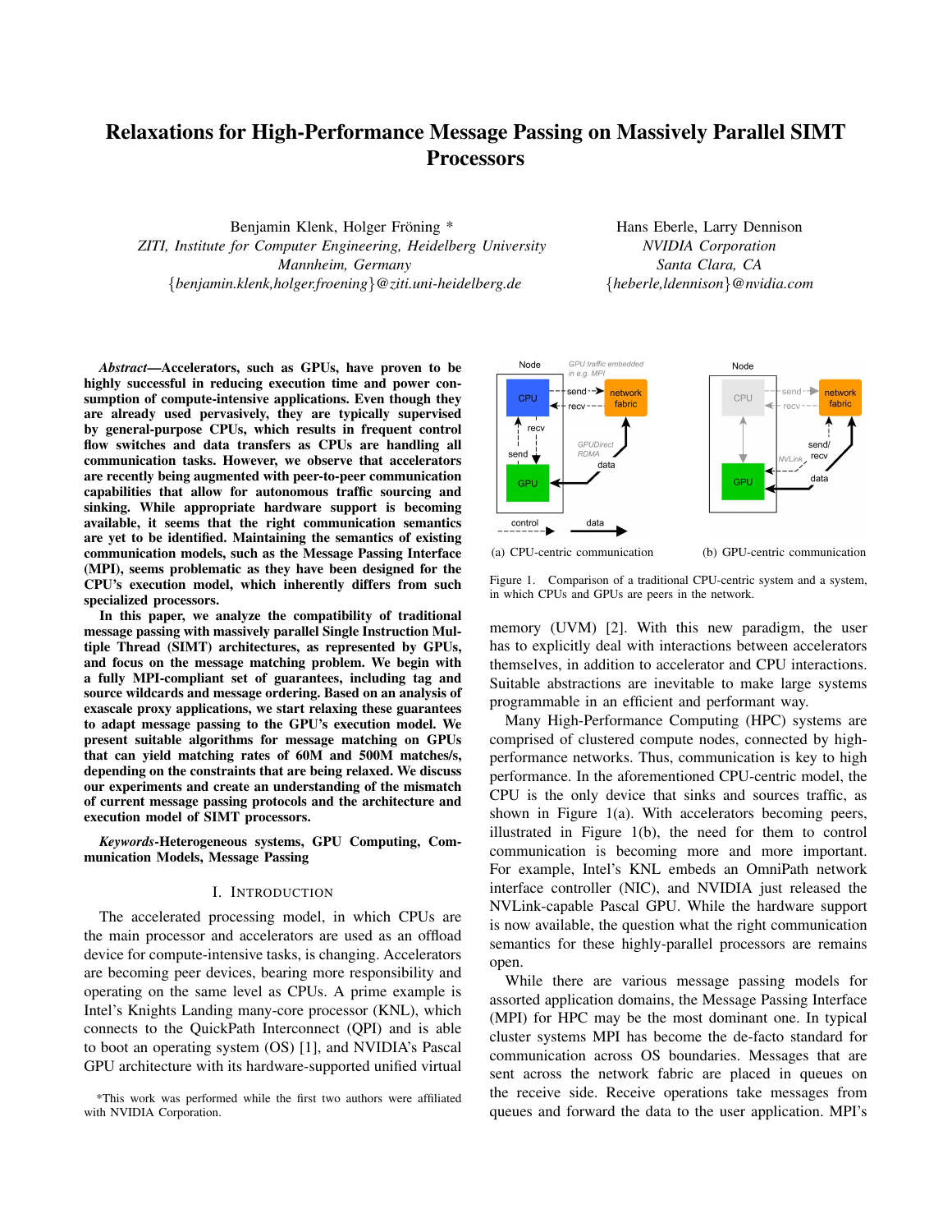# Relaxations for High-Performance Message Passing on Massively Parallel SIMT Processors

Benjamin Klenk, Holger Fröning *
*ZITI, Institute for Computer Engineering, Heidelberg University*
*Mannheim, Germany*
{benjamin.klenk,holger.froening}@ziti.uni-heidelberg.de

Hans Eberle, Larry Dennison
*NVIDIA Corporation*
*Santa Clara, CA*
{heberle,ldennison}@nvidia.com

***Abstract*—Accelerators, such as GPUs, have proven to be highly successful in reducing execution time and power consumption of compute-intensive applications. Even though they are already used pervasively, they are typically supervised by general-purpose CPUs, which results in frequent control flow switches and data transfers as CPUs are handling all communication tasks. However, we observe that accelerators are recently being augmented with peer-to-peer communication capabilities that allow for autonomous traffic sourcing and sinking. While appropriate hardware support is becoming available, it seems that the right communication semantics are yet to be identified. Maintaining the semantics of existing communication models, such as the Message Passing Interface (MPI), seems problematic as they have been designed for the CPU's execution model, which inherently differs from such specialized processors.**

**In this paper, we analyze the compatibility of traditional message passing with massively parallel Single Instruction Multiple Thread (SIMT) architectures, as represented by GPUs, and focus on the message matching problem. We begin with a fully MPI-compliant set of guarantees, including tag and source wildcards and message ordering. Based on an analysis of exascale proxy applications, we start relaxing these guarantees to adapt message passing to the GPU's execution model. We present suitable algorithms for message matching on GPUs that can yield matching rates of 60M and 500M matches/s, depending on the constraints that are being relaxed. We discuss our experiments and create an understanding of the mismatch of current message passing protocols and the architecture and execution model of SIMT processors.**

***Keywords*-Heterogeneous systems, GPU Computing, Communication Models, Message Passing**

## I. Introduction

The accelerated processing model, in which CPUs are the main processor and accelerators are used as an offload device for compute-intensive tasks, is changing. Accelerators are becoming peer devices, bearing more responsibility and operating on the same level as CPUs. A prime example is Intel's Knights Landing many-core processor (KNL), which connects to the QuickPath Interconnect (QPI) and is able to boot an operating system (OS) [1], and NVIDIA's Pascal GPU architecture with its hardware-supported unified virtual memory (UVM) [2]. With this new paradigm, the user has to explicitly deal with interactions between accelerators themselves, in addition to accelerator and CPU interactions. Suitable abstractions are inevitable to make large systems programmable in an efficient and performant way.

Figure 1. Comparison of a traditional CPU-centric system and a system, in which CPUs and GPUs are peers in the network. (a) CPU-centric communication (b) GPU-centric communication

Many High-Performance Computing (HPC) systems are comprised of clustered compute nodes, connected by high-performance networks. Thus, communication is key to high performance. In the aforementioned CPU-centric model, the CPU is the only device that sinks and sources traffic, as shown in Figure 1(a). With accelerators becoming peers, illustrated in Figure 1(b), the need for them to control communication is becoming more and more important. For example, Intel's KNL embeds an OmniPath network interface controller (NIC), and NVIDIA just released the NVLink-capable Pascal GPU. While the hardware support is now available, the question what the right communication semantics for these highly-parallel processors are remains open.

While there are various message passing models for assorted application domains, the Message Passing Interface (MPI) for HPC may be the most dominant one. In typical cluster systems MPI has become the de-facto standard for communication across OS boundaries. Messages that are sent across the network fabric are placed in queues on the receive side. Receive operations take messages from queues and forward the data to the user application. MPI's

*This work was performed while the first two authors were affiliated with NVIDIA Corporation.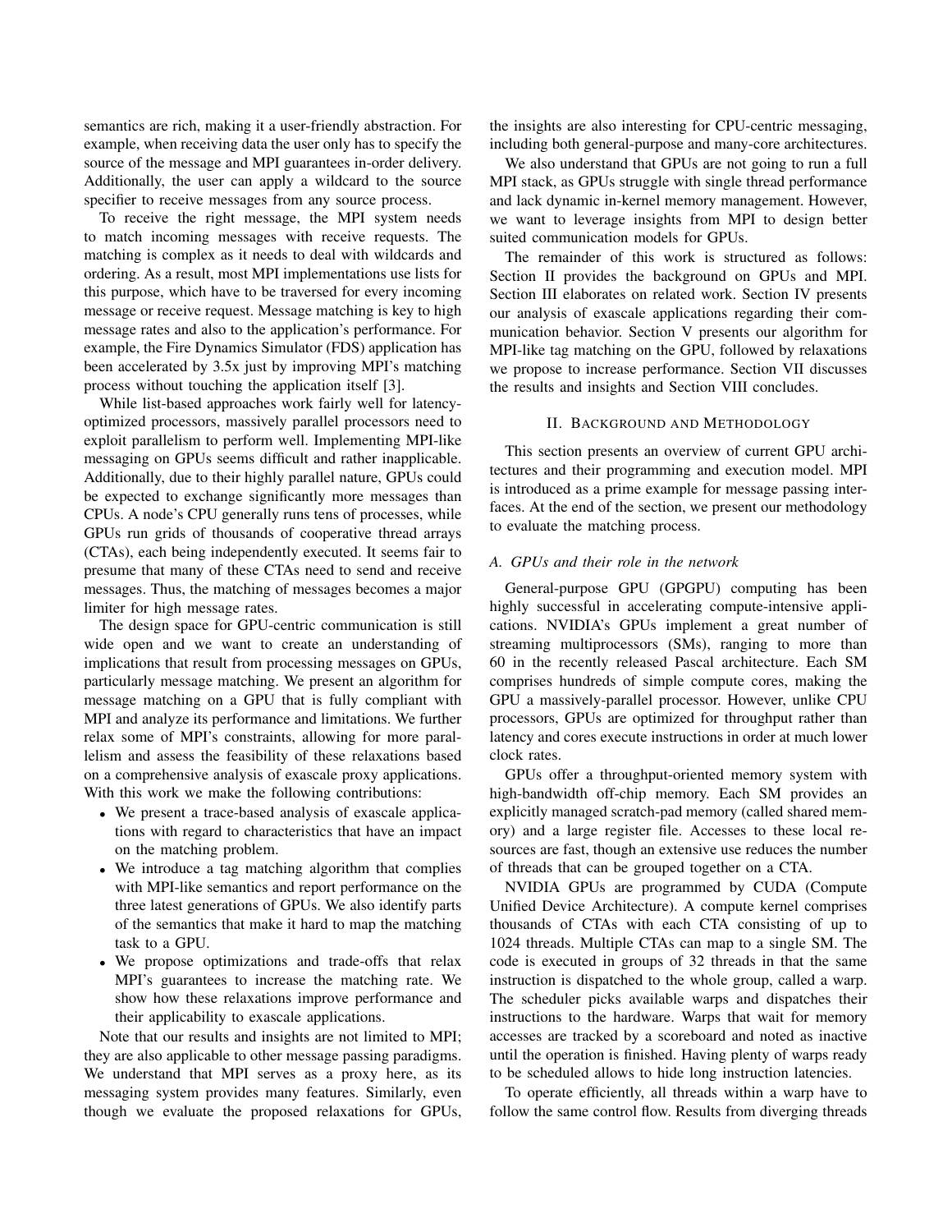semantics are rich, making it a user-friendly abstraction. For example, when receiving data the user only has to specify the source of the message and MPI guarantees in-order delivery. Additionally, the user can apply a wildcard to the source specifier to receive messages from any source process.

To receive the right message, the MPI system needs to match incoming messages with receive requests. The matching is complex as it needs to deal with wildcards and ordering. As a result, most MPI implementations use lists for this purpose, which have to be traversed for every incoming message or receive request. Message matching is key to high message rates and also to the application's performance. For example, the Fire Dynamics Simulator (FDS) application has been accelerated by 3.5x just by improving MPI's matching process without touching the application itself [3].

While list-based approaches work fairly well for latency-optimized processors, massively parallel processors need to exploit parallelism to perform well. Implementing MPI-like messaging on GPUs seems difficult and rather inapplicable. Additionally, due to their highly parallel nature, GPUs could be expected to exchange significantly more messages than CPUs. A node's CPU generally runs tens of processes, while GPUs run grids of thousands of cooperative thread arrays (CTAs), each being independently executed. It seems fair to presume that many of these CTAs need to send and receive messages. Thus, the matching of messages becomes a major limiter for high message rates.

The design space for GPU-centric communication is still wide open and we want to create an understanding of implications that result from processing messages on GPUs, particularly message matching. We present an algorithm for message matching on a GPU that is fully compliant with MPI and analyze its performance and limitations. We further relax some of MPI's constraints, allowing for more parallelism and assess the feasibility of these relaxations based on a comprehensive analysis of exascale proxy applications. With this work we make the following contributions:

- We present a trace-based analysis of exascale applications with regard to characteristics that have an impact on the matching problem.
- We introduce a tag matching algorithm that complies with MPI-like semantics and report performance on the three latest generations of GPUs. We also identify parts of the semantics that make it hard to map the matching task to a GPU.
- We propose optimizations and trade-offs that relax MPI's guarantees to increase the matching rate. We show how these relaxations improve performance and their applicability to exascale applications.

Note that our results and insights are not limited to MPI; they are also applicable to other message passing paradigms. We understand that MPI serves as a proxy here, as its messaging system provides many features. Similarly, even though we evaluate the proposed relaxations for GPUs, the insights are also interesting for CPU-centric messaging, including both general-purpose and many-core architectures.

We also understand that GPUs are not going to run a full MPI stack, as GPUs struggle with single thread performance and lack dynamic in-kernel memory management. However, we want to leverage insights from MPI to design better suited communication models for GPUs.

The remainder of this work is structured as follows: Section II provides the background on GPUs and MPI. Section III elaborates on related work. Section IV presents our analysis of exascale applications regarding their communication behavior. Section V presents our algorithm for MPI-like tag matching on the GPU, followed by relaxations we propose to increase performance. Section VII discusses the results and insights and Section VIII concludes.

## II. Background and Methodology

This section presents an overview of current GPU architectures and their programming and execution model. MPI is introduced as a prime example for message passing interfaces. At the end of the section, we present our methodology to evaluate the matching process.

### A. GPUs and their role in the network

General-purpose GPU (GPGPU) computing has been highly successful in accelerating compute-intensive applications. NVIDIA's GPUs implement a great number of streaming multiprocessors (SMs), ranging to more than 60 in the recently released Pascal architecture. Each SM comprises hundreds of simple compute cores, making the GPU a massively-parallel processor. However, unlike CPU processors, GPUs are optimized for throughput rather than latency and cores execute instructions in order at much lower clock rates.

GPUs offer a throughput-oriented memory system with high-bandwidth off-chip memory. Each SM provides an explicitly managed scratch-pad memory (called shared memory) and a large register file. Accesses to these local resources are fast, though an extensive use reduces the number of threads that can be grouped together on a CTA.

NVIDIA GPUs are programmed by CUDA (Compute Unified Device Architecture). A compute kernel comprises thousands of CTAs with each CTA consisting of up to 1024 threads. Multiple CTAs can map to a single SM. The code is executed in groups of 32 threads in that the same instruction is dispatched to the whole group, called a warp. The scheduler picks available warps and dispatches their instructions to the hardware. Warps that wait for memory accesses are tracked by a scoreboard and noted as inactive until the operation is finished. Having plenty of warps ready to be scheduled allows to hide long instruction latencies.

To operate efficiently, all threads within a warp have to follow the same control flow. Results from diverging threads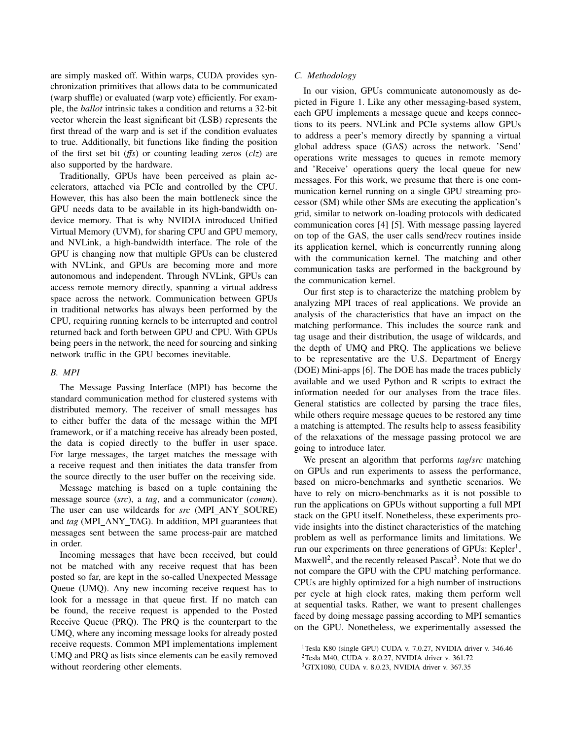are simply masked off. Within warps, CUDA provides synchronization primitives that allows data to be communicated (warp shuffle) or evaluated (warp vote) efficiently. For example, the *ballot* intrinsic takes a condition and returns a 32-bit vector wherein the least significant bit (LSB) represents the first thread of the warp and is set if the condition evaluates to true. Additionally, bit functions like finding the position of the first set bit (*ffs*) or counting leading zeros (*clz*) are also supported by the hardware.

Traditionally, GPUs have been perceived as plain accelerators, attached via PCIe and controlled by the CPU. However, this has also been the main bottleneck since the GPU needs data to be available in its high-bandwidth on-device memory. That is why NVIDIA introduced Unified Virtual Memory (UVM), for sharing CPU and GPU memory, and NVLink, a high-bandwidth interface. The role of the GPU is changing now that multiple GPUs can be clustered with NVLink, and GPUs are becoming more and more autonomous and independent. Through NVLink, GPUs can access remote memory directly, spanning a virtual address space across the network. Communication between GPUs in traditional networks has always been performed by the CPU, requiring running kernels to be interrupted and control returned back and forth between GPU and CPU. With GPUs being peers in the network, the need for sourcing and sinking network traffic in the GPU becomes inevitable.

### B. MPI

The Message Passing Interface (MPI) has become the standard communication method for clustered systems with distributed memory. The receiver of small messages has to either buffer the data of the message within the MPI framework, or if a matching receive has already been posted, the data is copied directly to the buffer in user space. For large messages, the target matches the message with a receive request and then initiates the data transfer from the source directly to the user buffer on the receiving side.

Message matching is based on a tuple containing the message source (*src*), a *tag*, and a communicator (*comm*). The user can use wildcards for *src* (MPI_ANY_SOURE) and *tag* (MPI_ANY_TAG). In addition, MPI guarantees that messages sent between the same process-pair are matched in order.

Incoming messages that have been received, but could not be matched with any receive request that has been posted so far, are kept in the so-called Unexpected Message Queue (UMQ). Any new incoming receive request has to look for a message in that queue first. If no match can be found, the receive request is appended to the Posted Receive Queue (PRQ). The PRQ is the counterpart to the UMQ, where any incoming message looks for already posted receive requests. Common MPI implementations implement UMQ and PRQ as lists since elements can be easily removed without reordering other elements.

### C. Methodology

In our vision, GPUs communicate autonomously as depicted in Figure 1. Like any other messaging-based system, each GPU implements a message queue and keeps connections to its peers. NVLink and PCIe systems allow GPUs to address a peer's memory directly by spanning a virtual global address space (GAS) across the network. 'Send' operations write messages to queues in remote memory and 'Receive' operations query the local queue for new messages. For this work, we presume that there is one communication kernel running on a single GPU streaming processor (SM) while other SMs are executing the application's grid, similar to network on-loading protocols with dedicated communication cores [4] [5]. With message passing layered on top of the GAS, the user calls send/recv routines inside its application kernel, which is concurrently running along with the communication kernel. The matching and other communication tasks are performed in the background by the communication kernel.

Our first step is to characterize the matching problem by analyzing MPI traces of real applications. We provide an analysis of the characteristics that have an impact on the matching performance. This includes the source rank and tag usage and their distribution, the usage of wildcards, and the depth of UMQ and PRQ. The applications we believe to be representative are the U.S. Department of Energy (DOE) Mini-apps [6]. The DOE has made the traces publicly available and we used Python and R scripts to extract the information needed for our analyses from the trace files. General statistics are collected by parsing the trace files, while others require message queues to be restored any time a matching is attempted. The results help to assess feasibility of the relaxations of the message passing protocol we are going to introduce later.

We present an algorithm that performs *tag*/*src* matching on GPUs and run experiments to assess the performance, based on micro-benchmarks and synthetic scenarios. We have to rely on micro-benchmarks as it is not possible to run the applications on GPUs without supporting a full MPI stack on the GPU itself. Nonetheless, these experiments provide insights into the distinct characteristics of the matching problem as well as performance limits and limitations. We run our experiments on three generations of GPUs: Kepler[1], Maxwell[2], and the recently released Pascal[3]. Note that we do not compare the GPU with the CPU matching performance. CPUs are highly optimized for a high number of instructions per cycle at high clock rates, making them perform well at sequential tasks. Rather, we want to present challenges faced by doing message passing according to MPI semantics on the GPU. Nonetheless, we experimentally assessed the

[1] Tesla K80 (single GPU) CUDA v. 7.0.27, NVIDIA driver v. 346.46

[2] Tesla M40, CUDA v. 8.0.27, NVIDIA driver v. 361.72

[3] GTX1080, CUDA v. 8.0.23, NVIDIA driver v. 367.35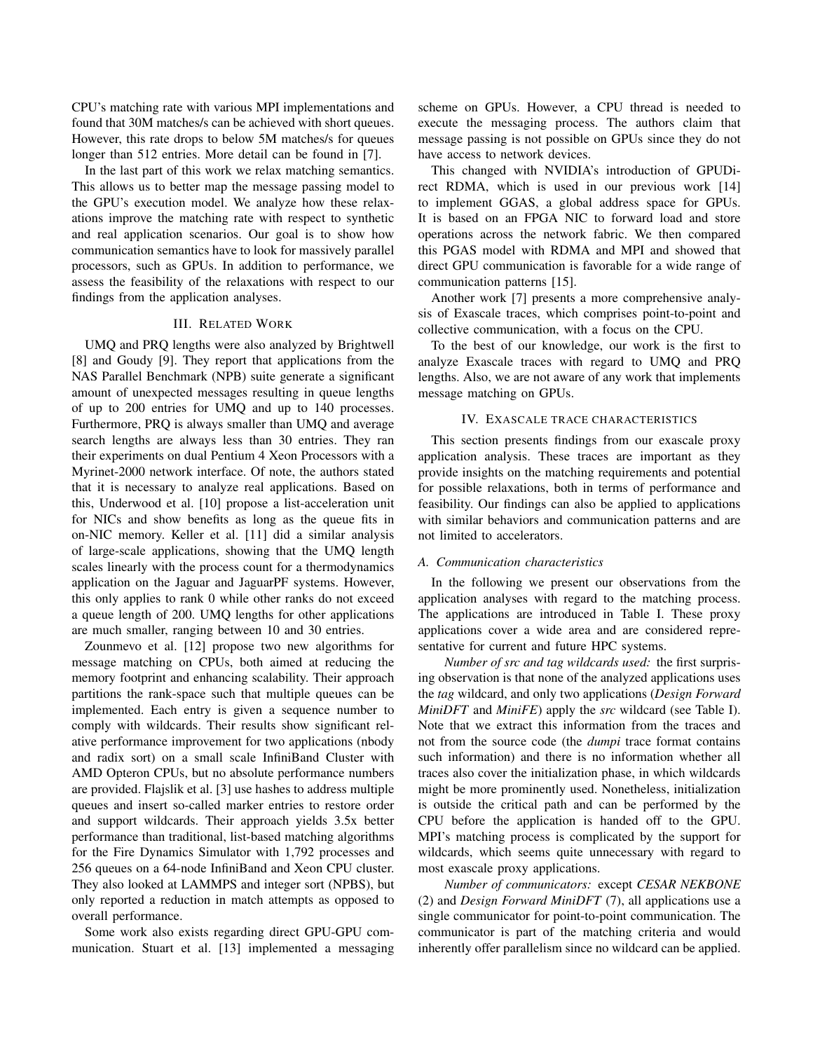CPU's matching rate with various MPI implementations and found that 30M matches/s can be achieved with short queues. However, this rate drops to below 5M matches/s for queues longer than 512 entries. More detail can be found in [7].

In the last part of this work we relax matching semantics. This allows us to better map the message passing model to the GPU's execution model. We analyze how these relaxations improve the matching rate with respect to synthetic and real application scenarios. Our goal is to show how communication semantics have to look for massively parallel processors, such as GPUs. In addition to performance, we assess the feasibility of the relaxations with respect to our findings from the application analyses.

## III. Related Work

UMQ and PRQ lengths were also analyzed by Brightwell [8] and Goudy [9]. They report that applications from the NAS Parallel Benchmark (NPB) suite generate a significant amount of unexpected messages resulting in queue lengths of up to 200 entries for UMQ and up to 140 processes. Furthermore, PRQ is always smaller than UMQ and average search lengths are always less than 30 entries. They ran their experiments on dual Pentium 4 Xeon Processors with a Myrinet-2000 network interface. Of note, the authors stated that it is necessary to analyze real applications. Based on this, Underwood et al. [10] propose a list-acceleration unit for NICs and show benefits as long as the queue fits in on-NIC memory. Keller et al. [11] did a similar analysis of large-scale applications, showing that the UMQ length scales linearly with the process count for a thermodynamics application on the Jaguar and JaguarPF systems. However, this only applies to rank 0 while other ranks do not exceed a queue length of 200. UMQ lengths for other applications are much smaller, ranging between 10 and 30 entries.

Zounmevo et al. [12] propose two new algorithms for message matching on CPUs, both aimed at reducing the memory footprint and enhancing scalability. Their approach partitions the rank-space such that multiple queues can be implemented. Each entry is given a sequence number to comply with wildcards. Their results show significant relative performance improvement for two applications (nbody and radix sort) on a small scale InfiniBand Cluster with AMD Opteron CPUs, but no absolute performance numbers are provided. Flajslik et al. [3] use hashes to address multiple queues and insert so-called marker entries to restore order and support wildcards. Their approach yields 3.5x better performance than traditional, list-based matching algorithms for the Fire Dynamics Simulator with 1,792 processes and 256 queues on a 64-node InfiniBand and Xeon CPU cluster. They also looked at LAMMPS and integer sort (NPBS), but only reported a reduction in match attempts as opposed to overall performance.

Some work also exists regarding direct GPU-GPU communication. Stuart et al. [13] implemented a messaging scheme on GPUs. However, a CPU thread is needed to execute the messaging process. The authors claim that message passing is not possible on GPUs since they do not have access to network devices.

This changed with NVIDIA's introduction of GPUDirect RDMA, which is used in our previous work [14] to implement GGAS, a global address space for GPUs. It is based on an FPGA NIC to forward load and store operations across the network fabric. We then compared this PGAS model with RDMA and MPI and showed that direct GPU communication is favorable for a wide range of communication patterns [15].

Another work [7] presents a more comprehensive analysis of Exascale traces, which comprises point-to-point and collective communication, with a focus on the CPU.

To the best of our knowledge, our work is the first to analyze Exascale traces with regard to UMQ and PRQ lengths. Also, we are not aware of any work that implements message matching on GPUs.

## IV. Exascale trace characteristics

This section presents findings from our exascale proxy application analysis. These traces are important as they provide insights on the matching requirements and potential for possible relaxations, both in terms of performance and feasibility. Our findings can also be applied to applications with similar behaviors and communication patterns and are not limited to accelerators.

### A. Communication characteristics

In the following we present our observations from the application analyses with regard to the matching process. The applications are introduced in Table I. These proxy applications cover a wide area and are considered representative for current and future HPC systems.

*Number of src and tag wildcards used:* the first surprising observation is that none of the analyzed applications uses the *tag* wildcard, and only two applications (*Design Forward MiniDFT* and *MiniFE*) apply the *src* wildcard (see Table I). Note that we extract this information from the traces and not from the source code (the *dumpi* trace format contains such information) and there is no information whether all traces also cover the initialization phase, in which wildcards might be more prominently used. Nonetheless, initialization is outside the critical path and can be performed by the CPU before the application is handed off to the GPU. MPI's matching process is complicated by the support for wildcards, which seems quite unnecessary with regard to most exascale proxy applications.

*Number of communicators:* except *CESAR NEKBONE* (2) and *Design Forward MiniDFT* (7), all applications use a single communicator for point-to-point communication. The communicator is part of the matching criteria and would inherently offer parallelism since no wildcard can be applied.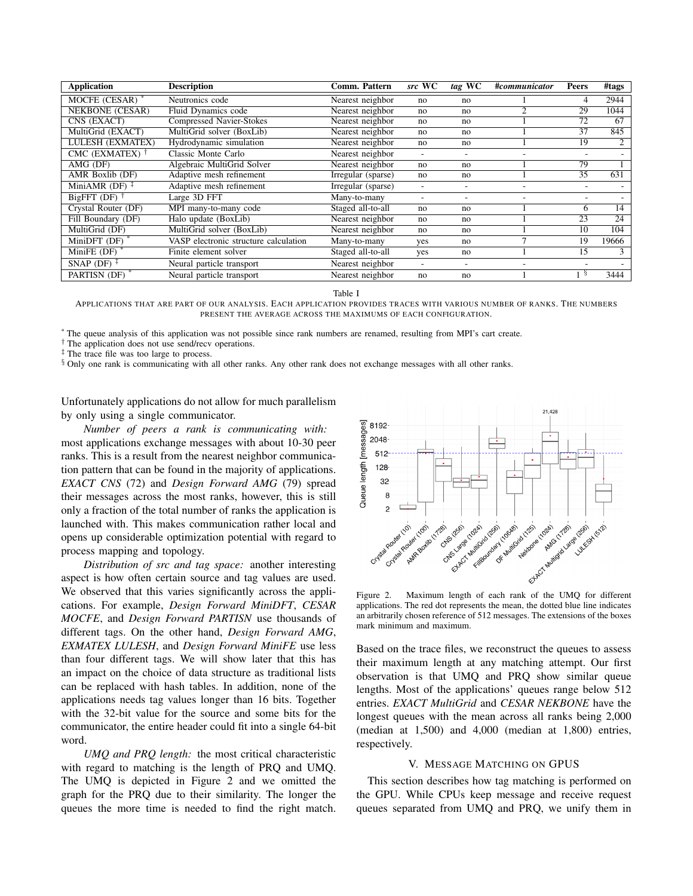| Application | Description | Comm. Pattern | *src* WC | *tag* WC | *#communicator* | Peers | #tags |
|---|---|---|---|---|---|---|---|
| MOCFE (CESAR) * | Neutronics code | Nearest neighbor | no | no | 1 | 4 | 2944 |
| NEKBONE (CESAR) | Fluid Dynamics code | Nearest neighbor | no | no | 2 | 29 | 1044 |
| CNS (EXACT) | Compressed Navier-Stokes | Nearest neighbor | no | no | 1 | 72 | 67 |
| MultiGrid (EXACT) | MultiGrid solver (BoxLib) | Nearest neighbor | no | no | 1 | 37 | 845 |
| LULESH (EXMATEX) | Hydrodynamic simulation | Nearest neighbor | no | no | 1 | 19 | 2 |
| CMC (EXMATEX) † | Classic Monte Carlo | Nearest neighbor | - | - | - | - | - |
| AMG (DF) | Algebraic MultiGrid Solver | Nearest neighbor | no | no | 1 | 79 | 1 |
| AMR Boxlib (DF) | Adaptive mesh refinement | Irregular (sparse) | no | no | 1 | 35 | 631 |
| MiniAMR (DF) ‡ | Adaptive mesh refinement | Irregular (sparse) | - | - | - | - | - |
| BigFFT (DF) † | Large 3D FFT | Many-to-many | - | - | - | - | - |
| Crystal Router (DF) | MPI many-to-many code | Staged all-to-all | no | no | 1 | 6 | 14 |
| Fill Boundary (DF) | Halo update (BoxLib) | Nearest neighbor | no | no | 1 | 23 | 24 |
| MultiGrid (DF) | MultiGrid solver (BoxLib) | Nearest neighbor | no | no | 1 | 10 | 104 |
| MiniDFT (DF) * | VASP electronic structure calculation | Many-to-many | yes | no | 7 | 19 | 19666 |
| MiniFE (DF) * | Finite element solver | Staged all-to-all | yes | no | 1 | 15 | 3 |
| SNAP (DF) ‡ | Neural particle transport | Nearest neighbor | - | - | - | - | - |
| PARTISN (DF) * | Neural particle transport | Nearest neighbor | no | no | 1 | 1 § | 3444 |

Table I

APPLICATIONS THAT ARE PART OF OUR ANALYSIS. EACH APPLICATION PROVIDES TRACES WITH VARIOUS NUMBER OF RANKS. THE NUMBERS PRESENT THE AVERAGE ACROSS THE MAXIMUMS OF EACH CONFIGURATION.

* The queue analysis of this application was not possible since rank numbers are renamed, resulting from MPI's cart create.
† The application does not use send/recv operations.
‡ The trace file was too large to process.
§ Only one rank is communicating with all other ranks. Any other rank does not exchange messages with all other ranks.

Unfortunately applications do not allow for much parallelism by only using a single communicator.

*Number of peers a rank is communicating with:* most applications exchange messages with about 10-30 peer ranks. This is a result from the nearest neighbor communication pattern that can be found in the majority of applications. *EXACT CNS* (72) and *Design Forward AMG* (79) spread their messages across the most ranks, however, this is still only a fraction of the total number of ranks the application is launched with. This makes communication rather local and opens up considerable optimization potential with regard to process mapping and topology.

*Distribution of src and tag space:* another interesting aspect is how often certain source and tag values are used. We observed that this varies significantly across the applications. For example, *Design Forward MiniDFT*, *CESAR MOCFE*, and *Design Forward PARTISN* use thousands of different tags. On the other hand, *Design Forward AMG*, *EXMATEX LULESH*, and *Design Forward MiniFE* use less than four different tags. We will show later that this has an impact on the choice of data structure as traditional lists can be replaced with hash tables. In addition, none of the applications needs tag values longer than 16 bits. Together with the 32-bit value for the source and some bits for the communicator, the entire header could fit into a single 64-bit word.

*UMQ and PRQ length:* the most critical characteristic with regard to matching is the length of PRQ and UMQ. The UMQ is depicted in Figure 2 and we omitted the graph for the PRQ due to their similarity. The longer the queues the more time is needed to find the right match.

Figure 2. Maximum length of each rank of the UMQ for different applications. The red dot represents the mean, the dotted blue line indicates an arbitrarily chosen reference of 512 messages. The extensions of the boxes mark minimum and maximum.

Based on the trace files, we reconstruct the queues to assess their maximum length at any matching attempt. Our first observation is that UMQ and PRQ show similar queue lengths. Most of the applications' queues range below 512 entries. *EXACT MultiGrid* and *CESAR NEKBONE* have the longest queues with the mean across all ranks being 2,000 (median at 1,500) and 4,000 (median at 1,800) entries, respectively.

## V. MESSAGE MATCHING ON GPUS

This section describes how tag matching is performed on the GPU. While CPUs keep message and receive request queues separated from UMQ and PRQ, we unify them in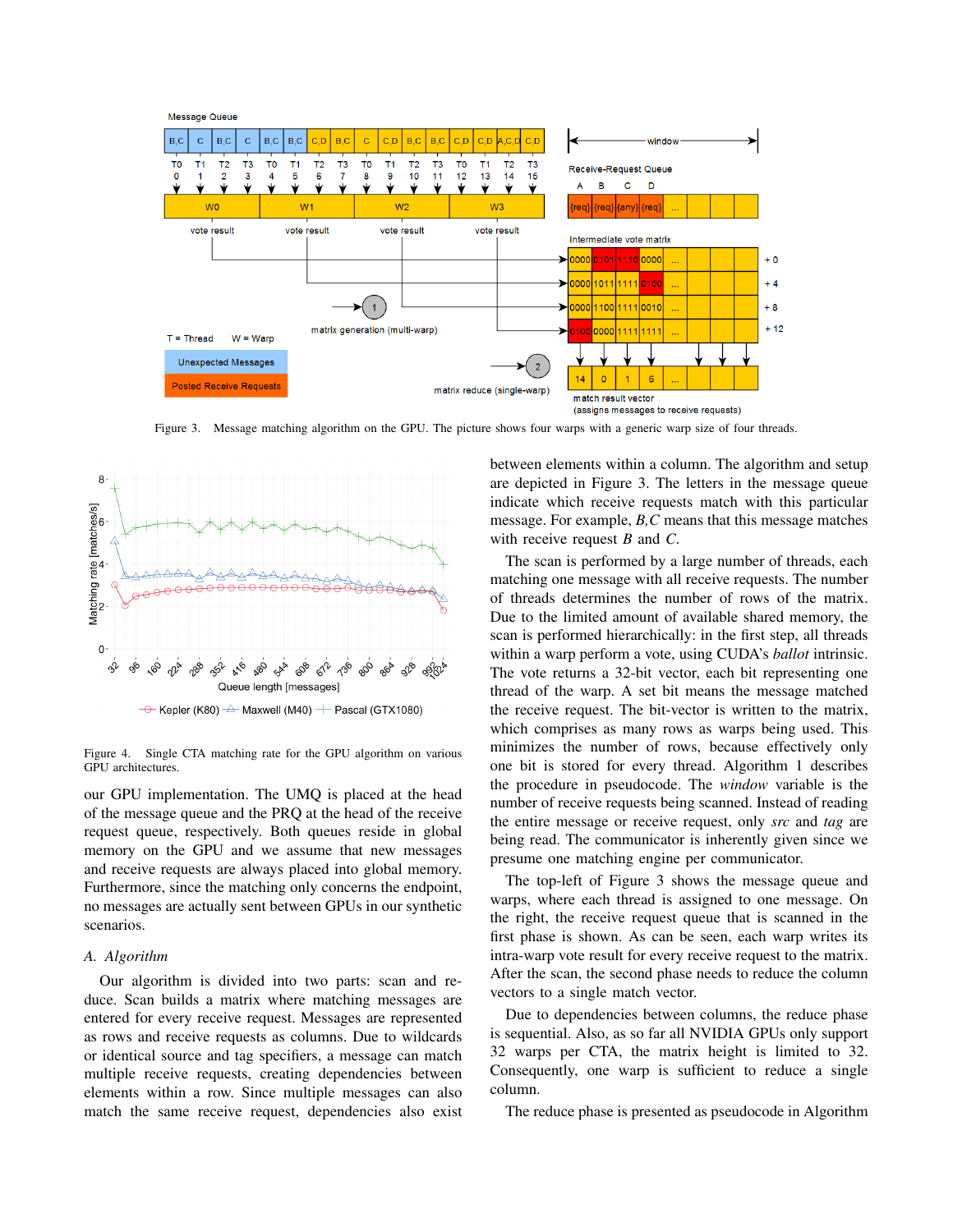Figure 3. Message matching algorithm on the GPU. The picture shows four warps with a generic warp size of four threads.

Figure 4. Single CTA matching rate for the GPU algorithm on various GPU architectures.

our GPU implementation. The UMQ is placed at the head of the message queue and the PRQ at the head of the receive request queue, respectively. Both queues reside in global memory on the GPU and we assume that new messages and receive requests are always placed into global memory. Furthermore, since the matching only concerns the endpoint, no messages are actually sent between GPUs in our synthetic scenarios.

### A. Algorithm

Our algorithm is divided into two parts: scan and reduce. Scan builds a matrix where matching messages are entered for every receive request. Messages are represented as rows and receive requests as columns. Due to wildcards or identical source and tag specifiers, a message can match multiple receive requests, creating dependencies between elements within a row. Since multiple messages can also match the same receive request, dependencies also exist between elements within a column. The algorithm and setup are depicted in Figure 3. The letters in the message queue indicate which receive requests match with this particular message. For example, *B,C* means that this message matches with receive request *B* and *C*.

The scan is performed by a large number of threads, each matching one message with all receive requests. The number of threads determines the number of rows of the matrix. Due to the limited amount of available shared memory, the scan is performed hierarchically: in the first step, all threads within a warp perform a vote, using CUDA's *ballot* intrinsic. The vote returns a 32-bit vector, each bit representing one thread of the warp. A set bit means the message matched the receive request. The bit-vector is written to the matrix, which comprises as many rows as warps being used. This minimizes the number of rows, because effectively only one bit is stored for every thread. Algorithm 1 describes the procedure in pseudocode. The *window* variable is the number of receive requests being scanned. Instead of reading the entire message or receive request, only *src* and *tag* are being read. The communicator is inherently given since we presume one matching engine per communicator.

The top-left of Figure 3 shows the message queue and warps, where each thread is assigned to one message. On the right, the receive request queue that is scanned in the first phase is shown. As can be seen, each warp writes its intra-warp vote result for every receive request to the matrix. After the scan, the second phase needs to reduce the column vectors to a single match vector.

Due to dependencies between columns, the reduce phase is sequential. Also, as so far all NVIDIA GPUs only support 32 warps per CTA, the matrix height is limited to 32. Consequently, one warp is sufficient to reduce a single column.

The reduce phase is presented as pseudocode in Algorithm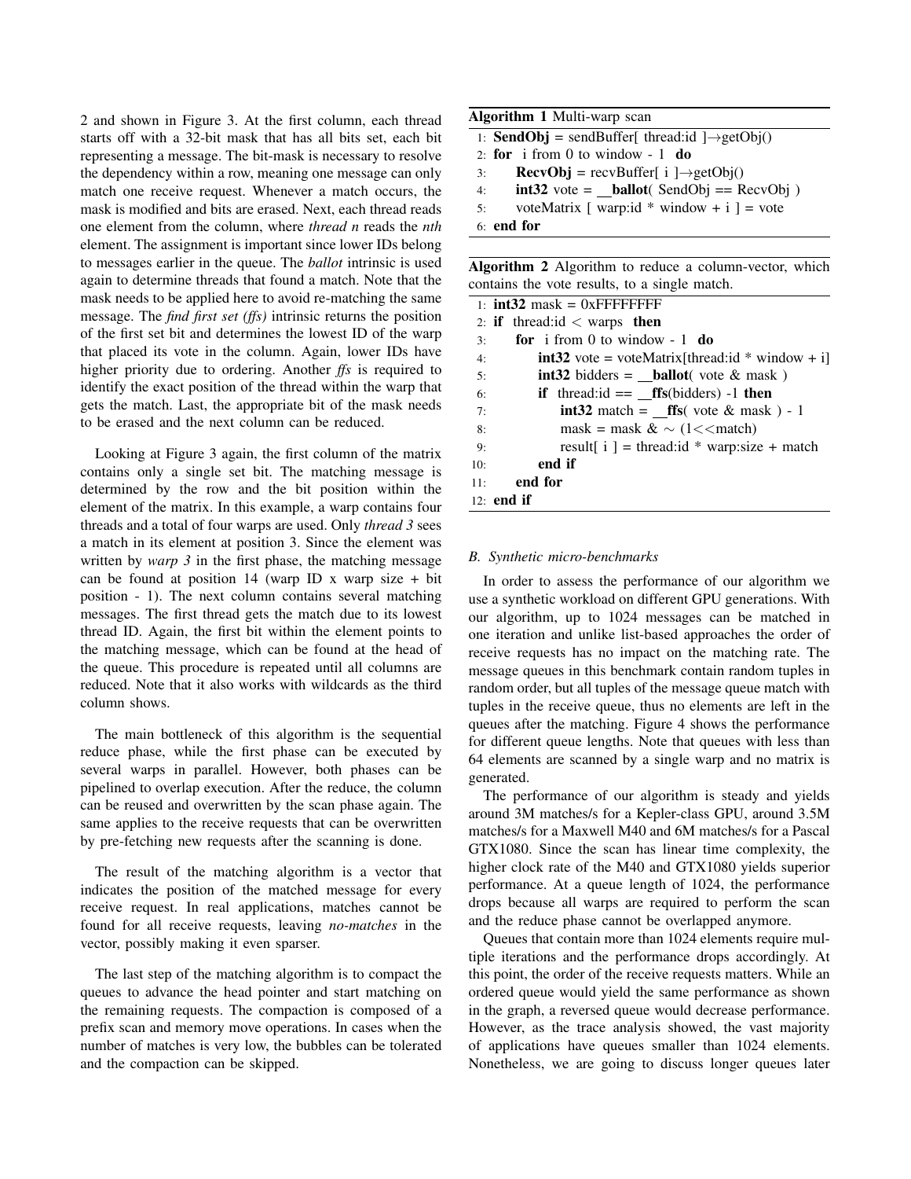2 and shown in Figure 3. At the first column, each thread starts off with a 32-bit mask that has all bits set, each bit representing a message. The bit-mask is necessary to resolve the dependency within a row, meaning one message can only match one receive request. Whenever a match occurs, the mask is modified and bits are erased. Next, each thread reads one element from the column, where *thread n* reads the *nth* element. The assignment is important since lower IDs belong to messages earlier in the queue. The *ballot* intrinsic is used again to determine threads that found a match. Note that the mask needs to be applied here to avoid re-matching the same message. The *find first set (ffs)* intrinsic returns the position of the first set bit and determines the lowest ID of the warp that placed its vote in the column. Again, lower IDs have higher priority due to ordering. Another *ffs* is required to identify the exact position of the thread within the warp that gets the match. Last, the appropriate bit of the mask needs to be erased and the next column can be reduced.

Looking at Figure 3 again, the first column of the matrix contains only a single set bit. The matching message is determined by the row and the bit position within the element of the matrix. In this example, a warp contains four threads and a total of four warps are used. Only *thread 3* sees a match in its element at position 3. Since the element was written by *warp 3* in the first phase, the matching message can be found at position 14 (warp ID x warp size + bit position - 1). The next column contains several matching messages. The first thread gets the match due to its lowest thread ID. Again, the first bit within the element points to the matching message, which can be found at the head of the queue. This procedure is repeated until all columns are reduced. Note that it also works with wildcards as the third column shows.

The main bottleneck of this algorithm is the sequential reduce phase, while the first phase can be executed by several warps in parallel. However, both phases can be pipelined to overlap execution. After the reduce, the column can be reused and overwritten by the scan phase again. The same applies to the receive requests that can be overwritten by pre-fetching new requests after the scanning is done.

The result of the matching algorithm is a vector that indicates the position of the matched message for every receive request. In real applications, matches cannot be found for all receive requests, leaving *no-matches* in the vector, possibly making it even sparser.

The last step of the matching algorithm is to compact the queues to advance the head pointer and start matching on the remaining requests. The compaction is composed of a prefix scan and memory move operations. In cases when the number of matches is very low, the bubbles can be tolerated and the compaction can be skipped.

**Algorithm 1** Multi-warp scan

```
1: SendObj = sendBuffer[ thread:id ]→getObj()
2: for i from 0 to window - 1 do
3:     RecvObj = recvBuffer[ i ]→getObj()
4:     int32 vote = __ballot( SendObj == RecvObj )
5:     voteMatrix [ warp:id * window + i ] = vote
6: end for
```

**Algorithm 2** Algorithm to reduce a column-vector, which contains the vote results, to a single match.

```
1: int32 mask = 0xFFFFFFFF
2: if thread:id < warps then
3:     for i from 0 to window - 1 do
4:         int32 vote = voteMatrix[thread:id * window + i]
5:         int32 bidders = __ballot( vote & mask )
6:         if thread:id == __ffs(bidders) -1 then
7:             int32 match = __ffs( vote & mask ) - 1
8:             mask = mask & ~ (1<<match)
9:             result[ i ] = thread:id * warp:size + match
10:        end if
11:    end for
12: end if
```

### B. Synthetic micro-benchmarks

In order to assess the performance of our algorithm we use a synthetic workload on different GPU generations. With our algorithm, up to 1024 messages can be matched in one iteration and unlike list-based approaches the order of receive requests has no impact on the matching rate. The message queues in this benchmark contain random tuples in random order, but all tuples of the message queue match with tuples in the receive queue, thus no elements are left in the queues after the matching. Figure 4 shows the performance for different queue lengths. Note that queues with less than 64 elements are scanned by a single warp and no matrix is generated.

The performance of our algorithm is steady and yields around 3M matches/s for a Kepler-class GPU, around 3.5M matches/s for a Maxwell M40 and 6M matches/s for a Pascal GTX1080. Since the scan has linear time complexity, the higher clock rate of the M40 and GTX1080 yields superior performance. At a queue length of 1024, the performance drops because all warps are required to perform the scan and the reduce phase cannot be overlapped anymore.

Queues that contain more than 1024 elements require multiple iterations and the performance drops accordingly. At this point, the order of the receive requests matters. While an ordered queue would yield the same performance as shown in the graph, a reversed queue would decrease performance. However, as the trace analysis showed, the vast majority of applications have queues smaller than 1024 elements. Nonetheless, we are going to discuss longer queues later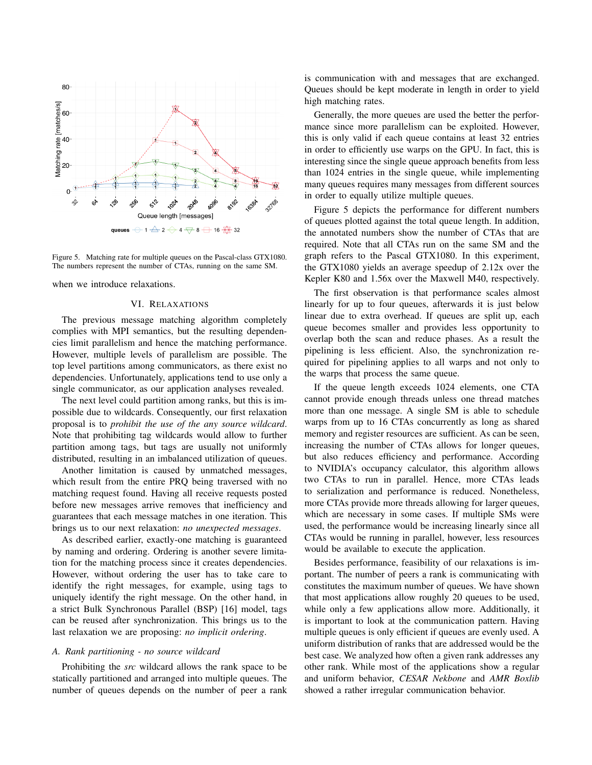80
60
40
20
0
Matching rate [matches/s]
32
64
128
256
512
1024
2048
4096
8192
16384
32768
Queue length [messages]
queues 1 2 4 8 16 32

Figure 5. Matching rate for multiple queues on the Pascal-class GTX1080. The numbers represent the number of CTAs, running on the same SM.

when we introduce relaxations.

## VI. Relaxations

The previous message matching algorithm completely complies with MPI semantics, but the resulting dependencies limit parallelism and hence the matching performance. However, multiple levels of parallelism are possible. The top level partitions among communicators, as there exist no dependencies. Unfortunately, applications tend to use only a single communicator, as our application analyses revealed.

The next level could partition among ranks, but this is impossible due to wildcards. Consequently, our first relaxation proposal is to *prohibit the use of the any source wildcard*. Note that prohibiting tag wildcards would allow to further partition among tags, but tags are usually not uniformly distributed, resulting in an imbalanced utilization of queues.

Another limitation is caused by unmatched messages, which result from the entire PRQ being traversed with no matching request found. Having all receive requests posted before new messages arrive removes that inefficiency and guarantees that each message matches in one iteration. This brings us to our next relaxation: *no unexpected messages*.

As described earlier, exactly-one matching is guaranteed by naming and ordering. Ordering is another severe limitation for the matching process since it creates dependencies. However, without ordering the user has to take care to identify the right messages, for example, using tags to uniquely identify the right message. On the other hand, in a strict Bulk Synchronous Parallel (BSP) [16] model, tags can be reused after synchronization. This brings us to the last relaxation we are proposing: *no implicit ordering*.

### A. Rank partitioning - no source wildcard

Prohibiting the *src* wildcard allows the rank space to be statically partitioned and arranged into multiple queues. The number of queues depends on the number of peer a rank is communication with and messages that are exchanged. Queues should be kept moderate in length in order to yield high matching rates.

Generally, the more queues are used the better the performance since more parallelism can be exploited. However, this is only valid if each queue contains at least 32 entries in order to efficiently use warps on the GPU. In fact, this is interesting since the single queue approach benefits from less than 1024 entries in the single queue, while implementing many queues requires many messages from different sources in order to equally utilize multiple queues.

Figure 5 depicts the performance for different numbers of queues plotted against the total queue length. In addition, the annotated numbers show the number of CTAs that are required. Note that all CTAs run on the same SM and the graph refers to the Pascal GTX1080. In this experiment, the GTX1080 yields an average speedup of 2.12x over the Kepler K80 and 1.56x over the Maxwell M40, respectively.

The first observation is that performance scales almost linearly for up to four queues, afterwards it is just below linear due to extra overhead. If queues are split up, each queue becomes smaller and provides less opportunity to overlap both the scan and reduce phases. As a result the pipelining is less efficient. Also, the synchronization required for pipelining applies to all warps and not only to the warps that process the same queue.

If the queue length exceeds 1024 elements, one CTA cannot provide enough threads unless one thread matches more than one message. A single SM is able to schedule warps from up to 16 CTAs concurrently as long as shared memory and register resources are sufficient. As can be seen, increasing the number of CTAs allows for longer queues, but also reduces efficiency and performance. According to NVIDIA's occupancy calculator, this algorithm allows two CTAs to run in parallel. Hence, more CTAs leads to serialization and performance is reduced. Nonetheless, more CTAs provide more threads allowing for larger queues, which are necessary in some cases. If multiple SMs were used, the performance would be increasing linearly since all CTAs would be running in parallel, however, less resources would be available to execute the application.

Besides performance, feasibility of our relaxations is important. The number of peers a rank is communicating with constitutes the maximum number of queues. We have shown that most applications allow roughly 20 queues to be used, while only a few applications allow more. Additionally, it is important to look at the communication pattern. Having multiple queues is only efficient if queues are evenly used. A uniform distribution of ranks that are addressed would be the best case. We analyzed how often a given rank addresses any other rank. While most of the applications show a regular and uniform behavior, *CESAR Nekbone* and *AMR Boxlib* showed a rather irregular communication behavior.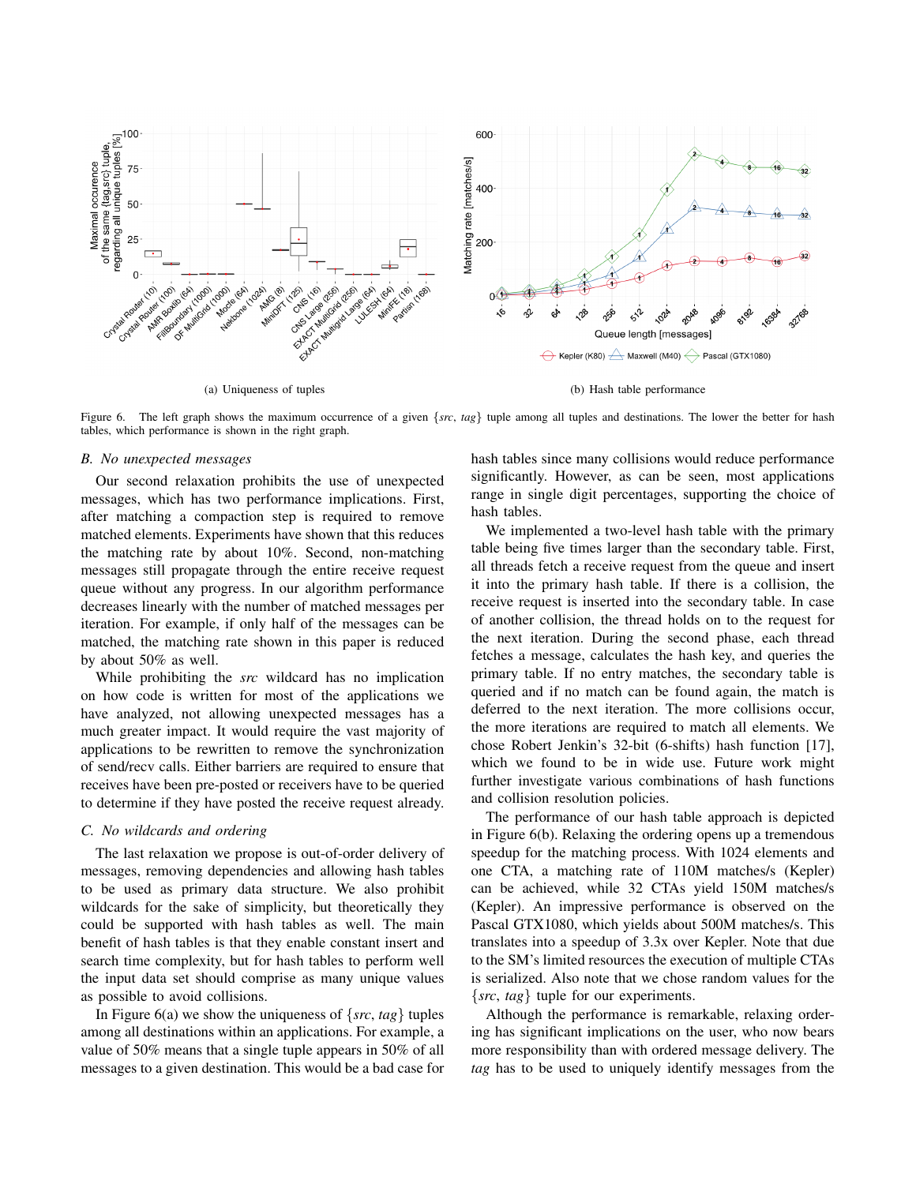(a) Uniqueness of tuples

(b) Hash table performance

Figure 6. The left graph shows the maximum occurrence of a given {*src*, *tag*} tuple among all tuples and destinations. The lower the better for hash tables, which performance is shown in the right graph.

### B. No unexpected messages

Our second relaxation prohibits the use of unexpected messages, which has two performance implications. First, after matching a compaction step is required to remove matched elements. Experiments have shown that this reduces the matching rate by about 10%. Second, non-matching messages still propagate through the entire receive request queue without any progress. In our algorithm performance decreases linearly with the number of matched messages per iteration. For example, if only half of the messages can be matched, the matching rate shown in this paper is reduced by about 50% as well.

While prohibiting the *src* wildcard has no implication on how code is written for most of the applications we have analyzed, not allowing unexpected messages has a much greater impact. It would require the vast majority of applications to be rewritten to remove the synchronization of send/recv calls. Either barriers are required to ensure that receives have been pre-posted or receivers have to be queried to determine if they have posted the receive request already.

### C. No wildcards and ordering

The last relaxation we propose is out-of-order delivery of messages, removing dependencies and allowing hash tables to be used as primary data structure. We also prohibit wildcards for the sake of simplicity, but theoretically they could be supported with hash tables as well. The main benefit of hash tables is that they enable constant insert and search time complexity, but for hash tables to perform well the input data set should comprise as many unique values as possible to avoid collisions.

In Figure 6(a) we show the uniqueness of {*src*, *tag*} tuples among all destinations within an applications. For example, a value of 50% means that a single tuple appears in 50% of all messages to a given destination. This would be a bad case for hash tables since many collisions would reduce performance significantly. However, as can be seen, most applications range in single digit percentages, supporting the choice of hash tables.

We implemented a two-level hash table with the primary table being five times larger than the secondary table. First, all threads fetch a receive request from the queue and insert it into the primary hash table. If there is a collision, the receive request is inserted into the secondary table. In case of another collision, the thread holds on to the request for the next iteration. During the second phase, each thread fetches a message, calculates the hash key, and queries the primary table. If no entry matches, the secondary table is queried and if no match can be found again, the match is deferred to the next iteration. The more collisions occur, the more iterations are required to match all elements. We chose Robert Jenkin's 32-bit (6-shifts) hash function [17], which we found to be in wide use. Future work might further investigate various combinations of hash functions and collision resolution policies.

The performance of our hash table approach is depicted in Figure 6(b). Relaxing the ordering opens up a tremendous speedup for the matching process. With 1024 elements and one CTA, a matching rate of 110M matches/s (Kepler) can be achieved, while 32 CTAs yield 150M matches/s (Kepler). An impressive performance is observed on the Pascal GTX1080, which yields about 500M matches/s. This translates into a speedup of 3.3x over Kepler. Note that due to the SM's limited resources the execution of multiple CTAs is serialized. Also note that we chose random values for the {*src*, *tag*} tuple for our experiments.

Although the performance is remarkable, relaxing ordering has significant implications on the user, who now bears more responsibility than with ordered message delivery. The *tag* has to be used to uniquely identify messages from the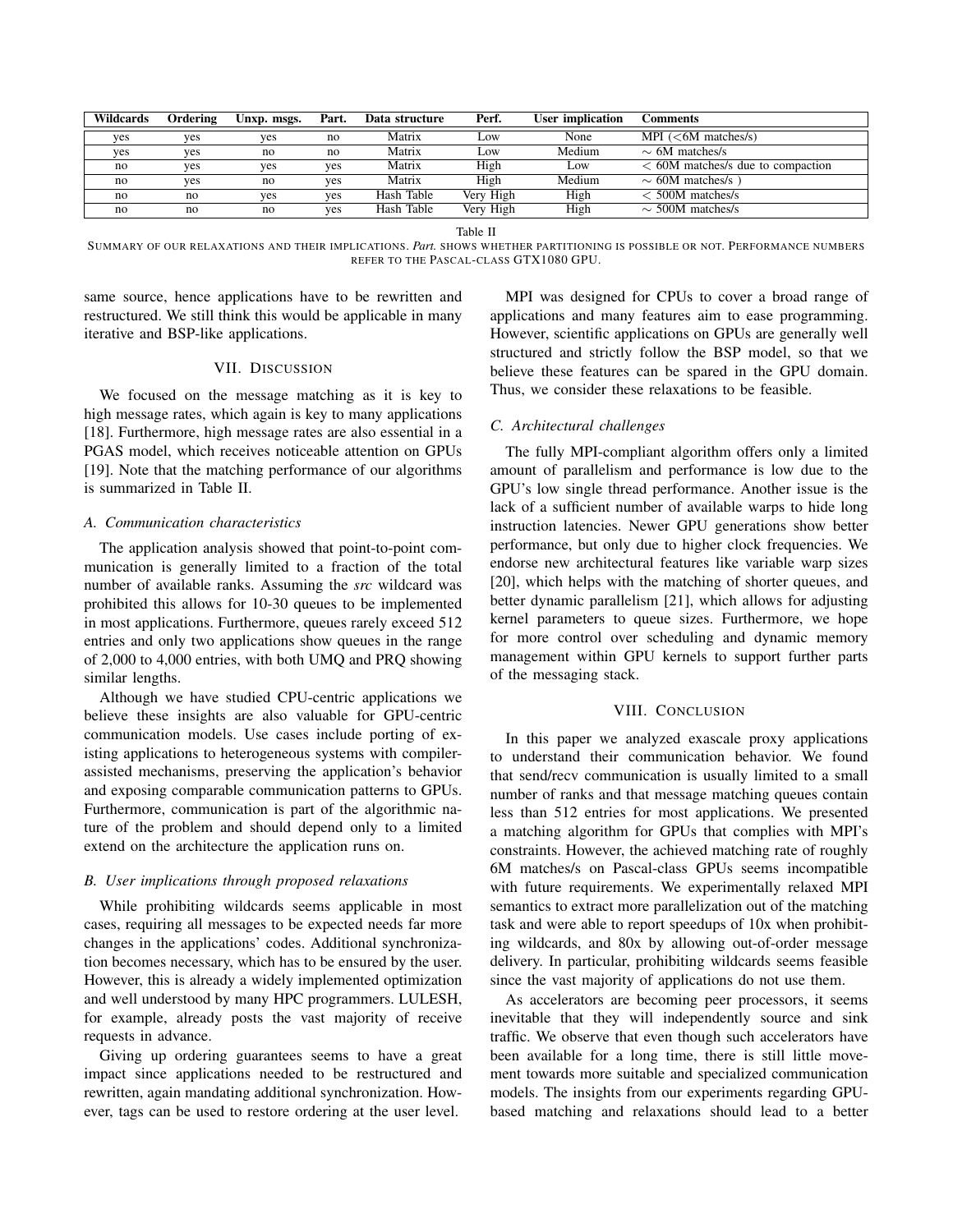| Wildcards | Ordering | Unxp. msgs. | Part. | Data structure | Perf. | User implication | Comments |
|---|---|---|---|---|---|---|---|
| yes | yes | yes | no | Matrix | Low | None | MPI (<6M matches/s) |
| yes | yes | no | no | Matrix | Low | Medium | $\sim$ 6M matches/s |
| no | yes | yes | yes | Matrix | High | Low | $<$ 60M matches/s due to compaction |
| no | yes | no | yes | Matrix | High | Medium | $\sim$ 60M matches/s ) |
| no | no | yes | yes | Hash Table | Very High | High | $<$ 500M matches/s |
| no | no | no | yes | Hash Table | Very High | High | $\sim$ 500M matches/s |

Table II

SUMMARY OF OUR RELAXATIONS AND THEIR IMPLICATIONS. *Part.* SHOWS WHETHER PARTITIONING IS POSSIBLE OR NOT. PERFORMANCE NUMBERS REFER TO THE PASCAL-CLASS GTX1080 GPU.

same source, hence applications have to be rewritten and restructured. We still think this would be applicable in many iterative and BSP-like applications.

## VII. DISCUSSION

We focused on the message matching as it is key to high message rates, which again is key to many applications [18]. Furthermore, high message rates are also essential in a PGAS model, which receives noticeable attention on GPUs [19]. Note that the matching performance of our algorithms is summarized in Table II.

### A. Communication characteristics

The application analysis showed that point-to-point communication is generally limited to a fraction of the total number of available ranks. Assuming the *src* wildcard was prohibited this allows for 10-30 queues to be implemented in most applications. Furthermore, queues rarely exceed 512 entries and only two applications show queues in the range of 2,000 to 4,000 entries, with both UMQ and PRQ showing similar lengths.

Although we have studied CPU-centric applications we believe these insights are also valuable for GPU-centric communication models. Use cases include porting of existing applications to heterogeneous systems with compiler-assisted mechanisms, preserving the application's behavior and exposing comparable communication patterns to GPUs. Furthermore, communication is part of the algorithmic nature of the problem and should depend only to a limited extend on the architecture the application runs on.

### B. User implications through proposed relaxations

While prohibiting wildcards seems applicable in most cases, requiring all messages to be expected needs far more changes in the applications' codes. Additional synchronization becomes necessary, which has to be ensured by the user. However, this is already a widely implemented optimization and well understood by many HPC programmers. LULESH, for example, already posts the vast majority of receive requests in advance.

Giving up ordering guarantees seems to have a great impact since applications needed to be restructured and rewritten, again mandating additional synchronization. However, tags can be used to restore ordering at the user level.

MPI was designed for CPUs to cover a broad range of applications and many features aim to ease programming. However, scientific applications on GPUs are generally well structured and strictly follow the BSP model, so that we believe these features can be spared in the GPU domain. Thus, we consider these relaxations to be feasible.

### C. Architectural challenges

The fully MPI-compliant algorithm offers only a limited amount of parallelism and performance is low due to the GPU's low single thread performance. Another issue is the lack of a sufficient number of available warps to hide long instruction latencies. Newer GPU generations show better performance, but only due to higher clock frequencies. We endorse new architectural features like variable warp sizes [20], which helps with the matching of shorter queues, and better dynamic parallelism [21], which allows for adjusting kernel parameters to queue sizes. Furthermore, we hope for more control over scheduling and dynamic memory management within GPU kernels to support further parts of the messaging stack.

## VIII. CONCLUSION

In this paper we analyzed exascale proxy applications to understand their communication behavior. We found that send/recv communication is usually limited to a small number of ranks and that message matching queues contain less than 512 entries for most applications. We presented a matching algorithm for GPUs that complies with MPI's constraints. However, the achieved matching rate of roughly 6M matches/s on Pascal-class GPUs seems incompatible with future requirements. We experimentally relaxed MPI semantics to extract more parallelization out of the matching task and were able to report speedups of 10x when prohibiting wildcards, and 80x by allowing out-of-order message delivery. In particular, prohibiting wildcards seems feasible since the vast majority of applications do not use them.

As accelerators are becoming peer processors, it seems inevitable that they will independently source and sink traffic. We observe that even though such accelerators have been available for a long time, there is still little movement towards more suitable and specialized communication models. The insights from our experiments regarding GPU-based matching and relaxations should lead to a better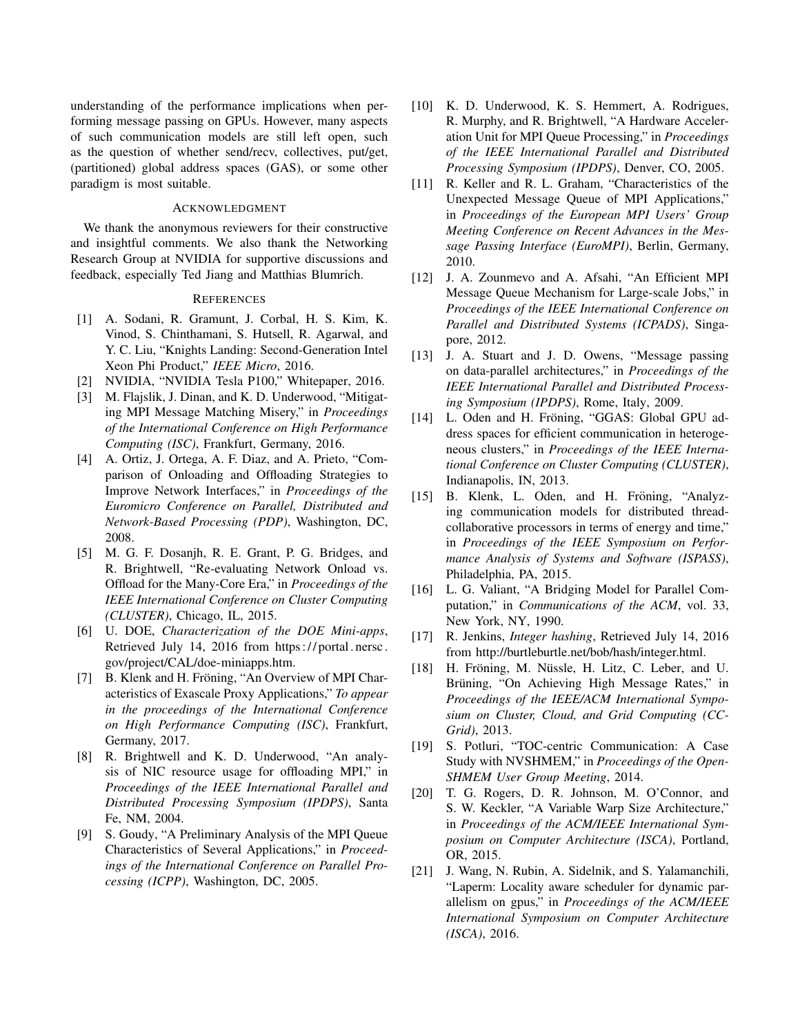understanding of the performance implications when performing message passing on GPUs. However, many aspects of such communication models are still left open, such as the question of whether send/recv, collectives, put/get, (partitioned) global address spaces (GAS), or some other paradigm is most suitable.

## Acknowledgment

We thank the anonymous reviewers for their constructive and insightful comments. We also thank the Networking Research Group at NVIDIA for supportive discussions and feedback, especially Ted Jiang and Matthias Blumrich.

## References

[1] A. Sodani, R. Gramunt, J. Corbal, H. S. Kim, K. Vinod, S. Chinthamani, S. Hutsell, R. Agarwal, and Y. C. Liu, "Knights Landing: Second-Generation Intel Xeon Phi Product," *IEEE Micro*, 2016.

[2] NVIDIA, "NVIDIA Tesla P100," Whitepaper, 2016.

[3] M. Flajslik, J. Dinan, and K. D. Underwood, "Mitigating MPI Message Matching Misery," in *Proceedings of the International Conference on High Performance Computing (ISC)*, Frankfurt, Germany, 2016.

[4] A. Ortiz, J. Ortega, A. F. Diaz, and A. Prieto, "Comparison of Onloading and Offloading Strategies to Improve Network Interfaces," in *Proceedings of the Euromicro Conference on Parallel, Distributed and Network-Based Processing (PDP)*, Washington, DC, 2008.

[5] M. G. F. Dosanjh, R. E. Grant, P. G. Bridges, and R. Brightwell, "Re-evaluating Network Onload vs. Offload for the Many-Core Era," in *Proceedings of the IEEE International Conference on Cluster Computing (CLUSTER)*, Chicago, IL, 2015.

[6] U. DOE, *Characterization of the DOE Mini-apps*, Retrieved July 14, 2016 from https://portal.nersc.gov/project/CAL/doe-miniapps.htm.

[7] B. Klenk and H. Fröning, "An Overview of MPI Characteristics of Exascale Proxy Applications," *To appear in the proceedings of the International Conference on High Performance Computing (ISC)*, Frankfurt, Germany, 2017.

[8] R. Brightwell and K. D. Underwood, "An analysis of NIC resource usage for offloading MPI," in *Proceedings of the IEEE International Parallel and Distributed Processing Symposium (IPDPS)*, Santa Fe, NM, 2004.

[9] S. Goudy, "A Preliminary Analysis of the MPI Queue Characteristics of Several Applications," in *Proceedings of the International Conference on Parallel Processing (ICPP)*, Washington, DC, 2005.

[10] K. D. Underwood, K. S. Hemmert, A. Rodrigues, R. Murphy, and R. Brightwell, "A Hardware Acceleration Unit for MPI Queue Processing," in *Proceedings of the IEEE International Parallel and Distributed Processing Symposium (IPDPS)*, Denver, CO, 2005.

[11] R. Keller and R. L. Graham, "Characteristics of the Unexpected Message Queue of MPI Applications," in *Proceedings of the European MPI Users' Group Meeting Conference on Recent Advances in the Message Passing Interface (EuroMPI)*, Berlin, Germany, 2010.

[12] J. A. Zounmevo and A. Afsahi, "An Efficient MPI Message Queue Mechanism for Large-scale Jobs," in *Proceedings of the IEEE International Conference on Parallel and Distributed Systems (ICPADS)*, Singapore, 2012.

[13] J. A. Stuart and J. D. Owens, "Message passing on data-parallel architectures," in *Proceedings of the IEEE International Parallel and Distributed Processing Symposium (IPDPS)*, Rome, Italy, 2009.

[14] L. Oden and H. Fröning, "GGAS: Global GPU address spaces for efficient communication in heterogeneous clusters," in *Proceedings of the IEEE International Conference on Cluster Computing (CLUSTER)*, Indianapolis, IN, 2013.

[15] B. Klenk, L. Oden, and H. Fröning, "Analyzing communication models for distributed thread-collaborative processors in terms of energy and time," in *Proceedings of the IEEE Symposium on Performance Analysis of Systems and Software (ISPASS)*, Philadelphia, PA, 2015.

[16] L. G. Valiant, "A Bridging Model for Parallel Computation," in *Communications of the ACM*, vol. 33, New York, NY, 1990.

[17] R. Jenkins, *Integer hashing*, Retrieved July 14, 2016 from http://burtleburtle.net/bob/hash/integer.html.

[18] H. Fröning, M. Nüssle, H. Litz, C. Leber, and U. Brüning, "On Achieving High Message Rates," in *Proceedings of the IEEE/ACM International Symposium on Cluster, Cloud, and Grid Computing (CCGrid)*, 2013.

[19] S. Potluri, "TOC-centric Communication: A Case Study with NVSHMEM," in *Proceedings of the OpenSHMEM User Group Meeting*, 2014.

[20] T. G. Rogers, D. R. Johnson, M. O'Connor, and S. W. Keckler, "A Variable Warp Size Architecture," in *Proceedings of the ACM/IEEE International Symposium on Computer Architecture (ISCA)*, Portland, OR, 2015.

[21] J. Wang, N. Rubin, A. Sidelnik, and S. Yalamanchili, "Laperm: Locality aware scheduler for dynamic parallelism on gpus," in *Proceedings of the ACM/IEEE International Symposium on Computer Architecture (ISCA)*, 2016.